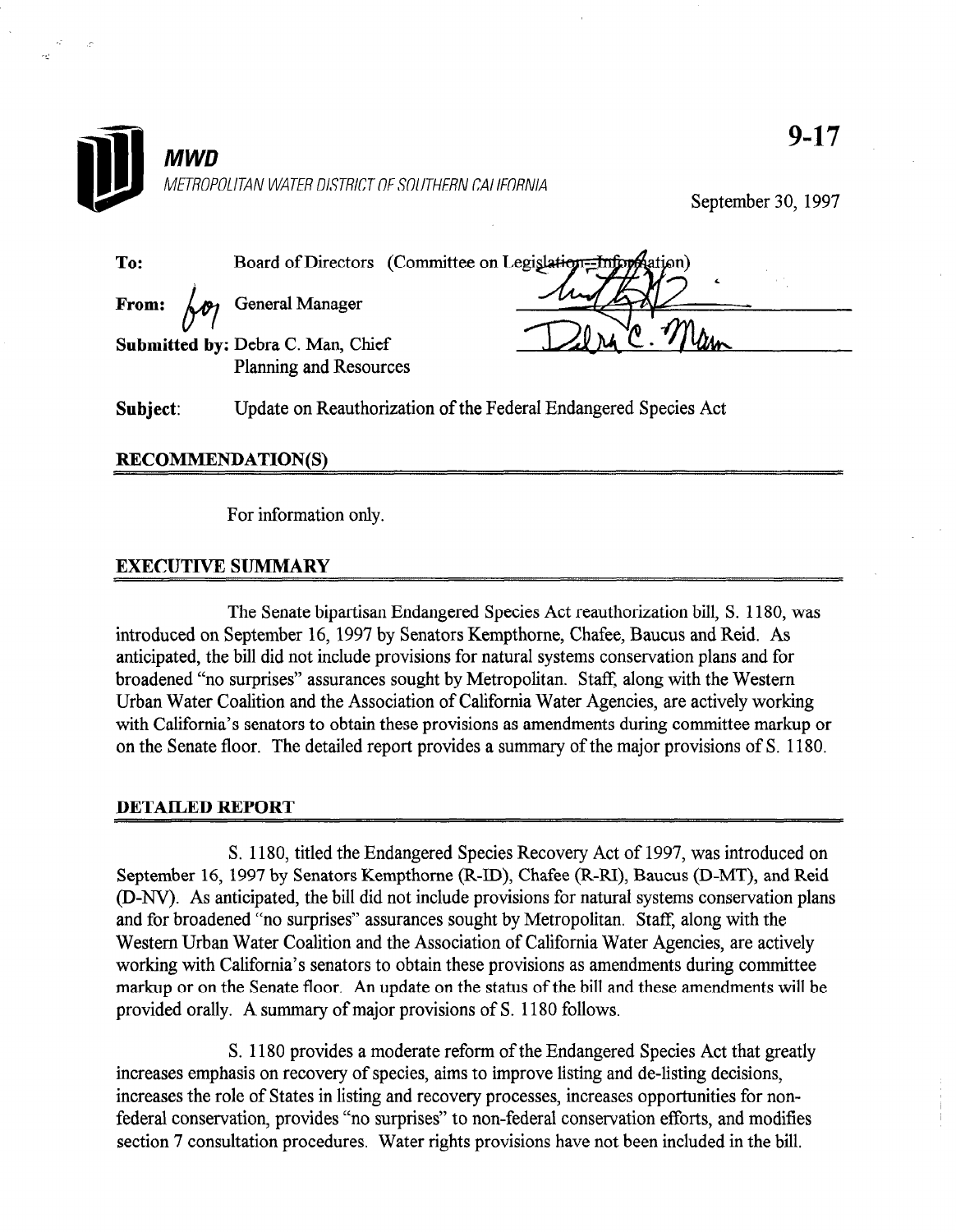9-17

**MWD**

METROPOLITAN WATER DISTRICT OF SOUTHERN CALIFORNIA

September 30, 1997

**To:** Board of Directors (Committee on Legislation-Information)

**From:** General Manager

**Submitted by:** Debra C. Man, Chief Planning and Resources

**Subject:** Update on Reauthorization of the Federal Endangered Species Act

## RECOMMENDATION(S)

For information only.

## EXECUTIVE SUMMARY

The Senate bipartisan Endangered Species Act reauthorization bill, S. 1180, was introduced on September 16, 1997 by Senators Kempthorne, Chafee, Baucus and Reid. As anticipated, the bill did not include provisions for natural systems conservation plans and for broadened "no surprises" assurances sought by Metropolitan. Staff, along with the Western Urban Water Coalition and the Association of California Water Agencies, are actively working with California's senators to obtain these provisions as amendments during committee markup or on the Senate floor. The detailed report provides a summary of the major provisions of S. 1180.

## DETAILED REPORT

S. 1180, titled the Endangered Species Recovery Act of 1997, was introduced on September 16, 1997 by Senators Kempthorne (R-ID), Chafee (R-RI), Baucus (D-MT), and Reid (D-NV). As anticipated, the bill did not include provisions for natural systems conservation plans and for broadened "no surprises" assurances sought by Metropolitan. Staff, along with the Western Urban Water Coalition and the Association of California Water Agencies, are actively working with California's senators to obtain these provisions as amendments during committee markup or on the Senate floor. An update on the status of the bill and these amendments will be provided orally. A summary of major provisions of S. 1180 follows.

S. 1180 provides a moderate reform of the Endangered Species Act that greatly increases emphasis on recovery of species, aims to improve listing and de-listing decisions, increases the role of States in listing and recovery processes, increases opportunities for non-federal conservation, provides "no surprises" to non-federal conservation efforts, and modifies section 7 consultation procedures. Water rights provisions have not been included in the bill.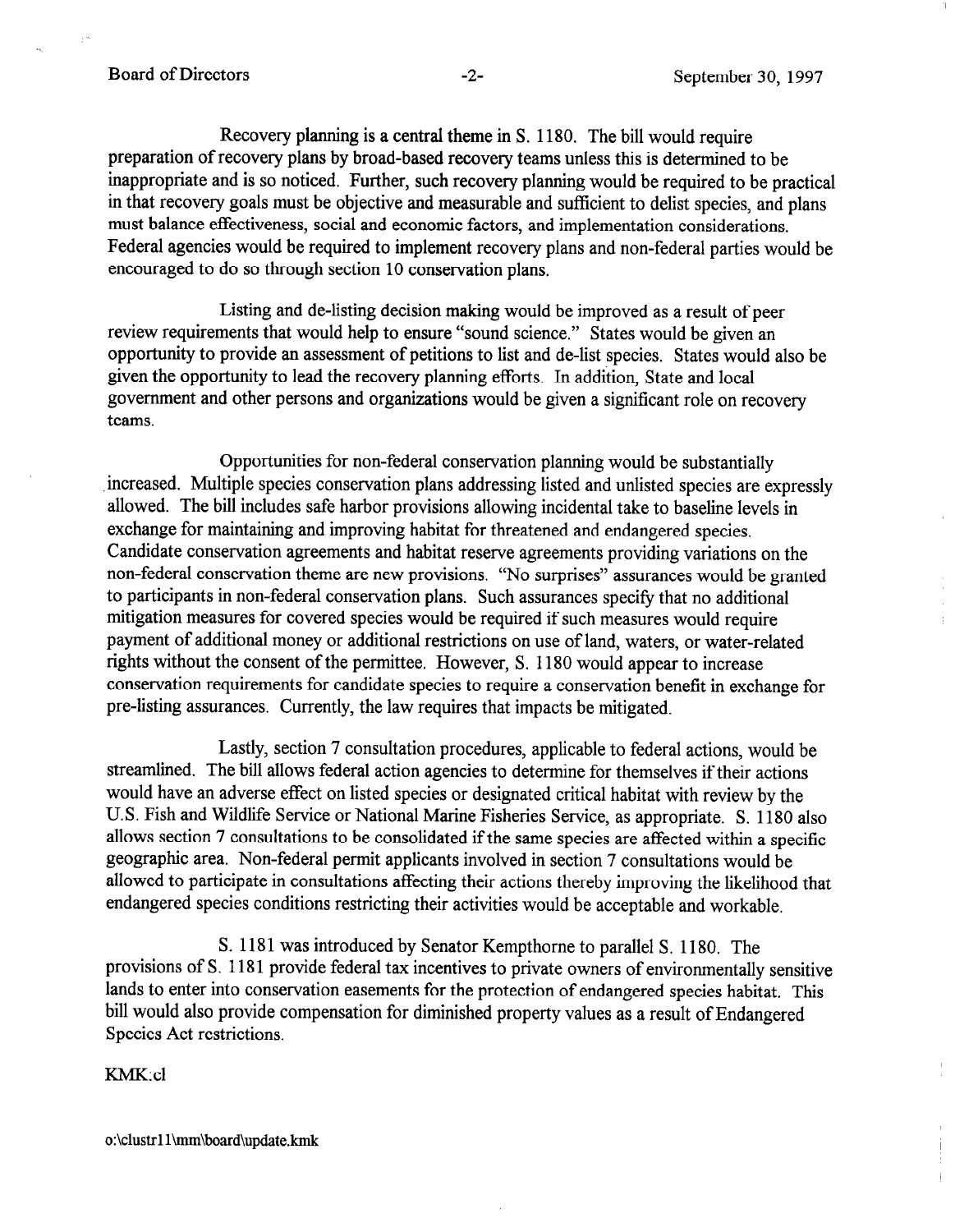Recovery planning is a central theme in S. 1180. The bill would require preparation of recovery plans by broad-based recovery teams unless this is determined to be inappropriate and is so noticed. Further, such recovery planning would be required to be practical in that recovery goals must be objective and measurable and sufficient to delist species, and plans must balance effectiveness, social and economic factors, and implementation considerations. Federal agencies would be required to implement recovery plans and non-federal parties would be encouraged to do so through section 10 conservation plans.

Listing and de-listing decision making would be improved as a result of peer review requirements that would help to ensure "sound science." States would be given an opportunity to provide an assessment of petitions to list and de-list species. States would also be given the opportunity to lead the recovery planning efforts. In addition, State and local government and other persons and organizations would be given a significant role on recovery teams.

Opportunities for non-federal conservation planning would be substantially increased. Multiple species conservation plans addressing listed and unlisted species are expressly allowed. The bill includes safe harbor provisions allowing incidental take to baseline levels in exchange for maintaining and improving habitat for threatened and endangered species. Candidate conservation agreements and habitat reserve agreements providing variations on the non-federal conservation theme are new provisions. "No surprises" assurances would be granted to participants in non-federal conservation plans. Such assurances specify that no additional mitigation measures for covered species would be required if such measures would require payment of additional money or additional restrictions on use of land, waters, or water-related rights without the consent of the permittee. However, S. 1180 would appear to increase conservation requirements for candidate species to require a conservation benefit in exchange for pre-listing assurances. Currently, the law requires that impacts be mitigated.

Lastly, section 7 consultation procedures, applicable to federal actions, would be streamlined. The bill allows federal action agencies to determine for themselves if their actions would have an adverse effect on listed species or designated critical habitat with review by the U.S. Fish and Wildlife Service or National Marine Fisheries Service, as appropriate. S. 1180 also allows section 7 consultations to be consolidated if the same species are affected within a specific geographic area. Non-federal permit applicants involved in section 7 consultations would be allowed to participate in consultations affecting their actions thereby improving the likelihood that endangered species conditions restricting their activities would be acceptable and workable.

S. 1181 was introduced by Senator Kempthorne to parallel S. 1180. The provisions of S. 1181 provide federal tax incentives to private owners of environmentally sensitive lands to enter into conservation easements for the protection of endangered species habitat. This bill would also provide compensation for diminished property values as a result of Endangered Species Act restrictions.

KMK:cl

o:\clustr11\mm\board\update.kmk